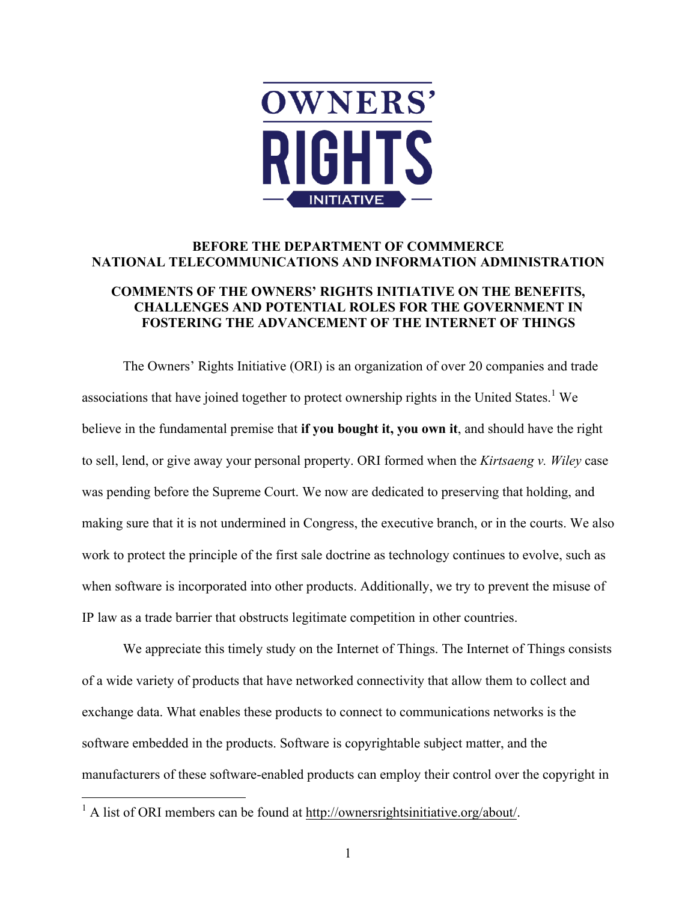**OWNERS' RIGHTS INITIATIVE**

**BEFORE THE DEPARTMENT OF COMMMERCE
NATIONAL TELECOMMUNICATIONS AND INFORMATION ADMINISTRATION**

**COMMENTS OF THE OWNERS' RIGHTS INITIATIVE ON THE BENEFITS, CHALLENGES AND POTENTIAL ROLES FOR THE GOVERNMENT IN FOSTERING THE ADVANCEMENT OF THE INTERNET OF THINGS**

The Owners' Rights Initiative (ORI) is an organization of over 20 companies and trade associations that have joined together to protect ownership rights in the United States.[1] We believe in the fundamental premise that **if you bought it, you own it**, and should have the right to sell, lend, or give away your personal property. ORI formed when the *Kirtsaeng v. Wiley* case was pending before the Supreme Court. We now are dedicated to preserving that holding, and making sure that it is not undermined in Congress, the executive branch, or in the courts. We also work to protect the principle of the first sale doctrine as technology continues to evolve, such as when software is incorporated into other products. Additionally, we try to prevent the misuse of IP law as a trade barrier that obstructs legitimate competition in other countries.

We appreciate this timely study on the Internet of Things. The Internet of Things consists of a wide variety of products that have networked connectivity that allow them to collect and exchange data. What enables these products to connect to communications networks is the software embedded in the products. Software is copyrightable subject matter, and the manufacturers of these software-enabled products can employ their control over the copyright in

---

[1] A list of ORI members can be found at http://ownersrightsinitiative.org/about/.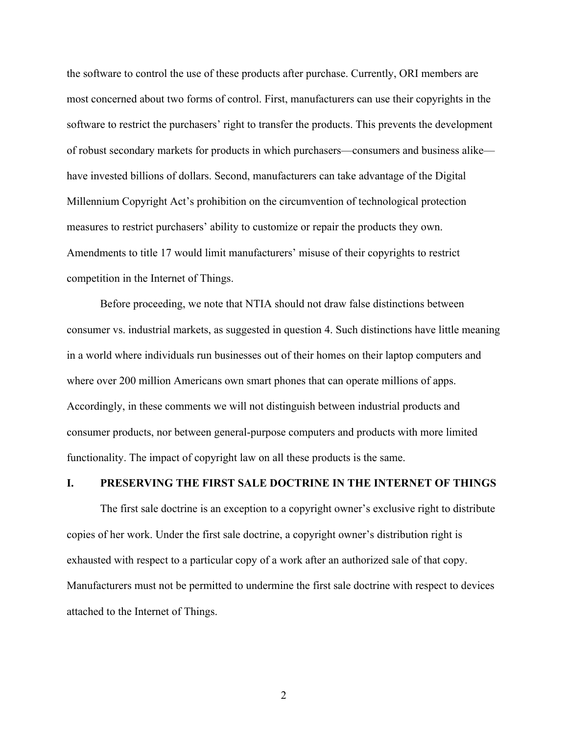the software to control the use of these products after purchase. Currently, ORI members are most concerned about two forms of control. First, manufacturers can use their copyrights in the software to restrict the purchasers' right to transfer the products. This prevents the development of robust secondary markets for products in which purchasers—consumers and business alike—have invested billions of dollars. Second, manufacturers can take advantage of the Digital Millennium Copyright Act's prohibition on the circumvention of technological protection measures to restrict purchasers' ability to customize or repair the products they own. Amendments to title 17 would limit manufacturers' misuse of their copyrights to restrict competition in the Internet of Things.

Before proceeding, we note that NTIA should not draw false distinctions between consumer vs. industrial markets, as suggested in question 4. Such distinctions have little meaning in a world where individuals run businesses out of their homes on their laptop computers and where over 200 million Americans own smart phones that can operate millions of apps. Accordingly, in these comments we will not distinguish between industrial products and consumer products, nor between general-purpose computers and products with more limited functionality. The impact of copyright law on all these products is the same.

## I. PRESERVING THE FIRST SALE DOCTRINE IN THE INTERNET OF THINGS

The first sale doctrine is an exception to a copyright owner's exclusive right to distribute copies of her work. Under the first sale doctrine, a copyright owner's distribution right is exhausted with respect to a particular copy of a work after an authorized sale of that copy. Manufacturers must not be permitted to undermine the first sale doctrine with respect to devices attached to the Internet of Things.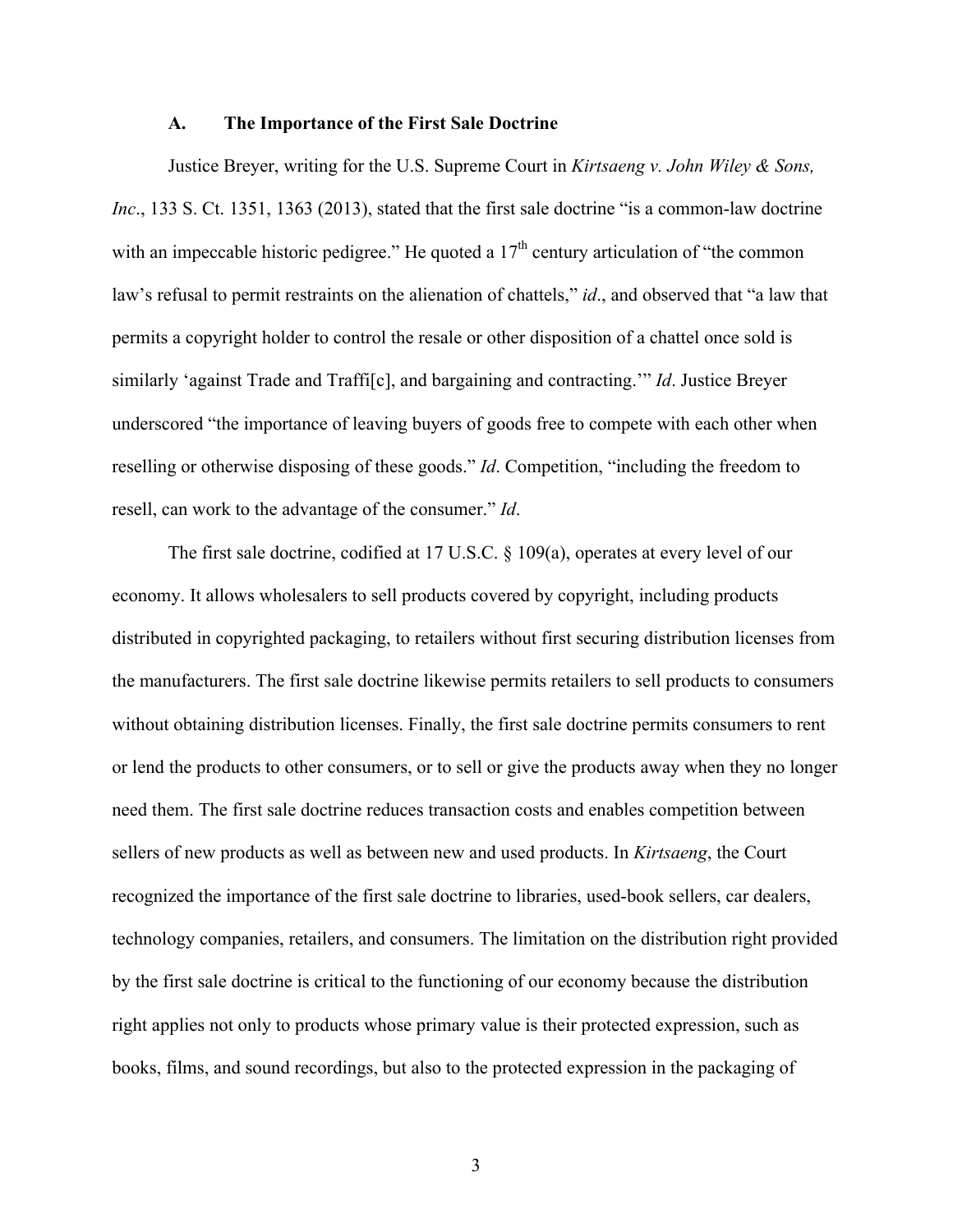### A. The Importance of the First Sale Doctrine

Justice Breyer, writing for the U.S. Supreme Court in *Kirtsaeng v. John Wiley & Sons, Inc*., 133 S. Ct. 1351, 1363 (2013), stated that the first sale doctrine "is a common-law doctrine with an impeccable historic pedigree." He quoted a $17^{th}$ century articulation of "the common law's refusal to permit restraints on the alienation of chattels," *id*., and observed that "a law that permits a copyright holder to control the resale or other disposition of a chattel once sold is similarly 'against Trade and Traffi[c], and bargaining and contracting.'" *Id*. Justice Breyer underscored "the importance of leaving buyers of goods free to compete with each other when reselling or otherwise disposing of these goods." *Id*. Competition, "including the freedom to resell, can work to the advantage of the consumer." *Id*.

The first sale doctrine, codified at 17 U.S.C. § 109(a), operates at every level of our economy. It allows wholesalers to sell products covered by copyright, including products distributed in copyrighted packaging, to retailers without first securing distribution licenses from the manufacturers. The first sale doctrine likewise permits retailers to sell products to consumers without obtaining distribution licenses. Finally, the first sale doctrine permits consumers to rent or lend the products to other consumers, or to sell or give the products away when they no longer need them. The first sale doctrine reduces transaction costs and enables competition between sellers of new products as well as between new and used products. In *Kirtsaeng*, the Court recognized the importance of the first sale doctrine to libraries, used-book sellers, car dealers, technology companies, retailers, and consumers. The limitation on the distribution right provided by the first sale doctrine is critical to the functioning of our economy because the distribution right applies not only to products whose primary value is their protected expression, such as books, films, and sound recordings, but also to the protected expression in the packaging of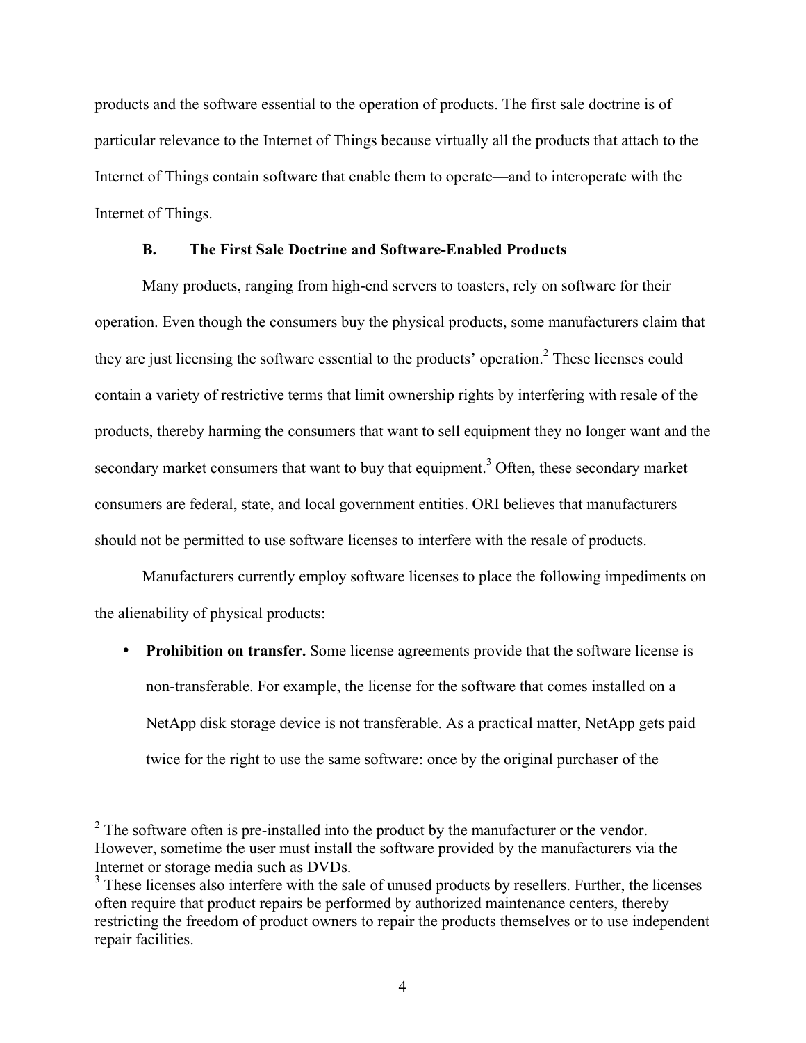products and the software essential to the operation of products. The first sale doctrine is of particular relevance to the Internet of Things because virtually all the products that attach to the Internet of Things contain software that enable them to operate—and to interoperate with the Internet of Things.

### B. The First Sale Doctrine and Software-Enabled Products

Many products, ranging from high-end servers to toasters, rely on software for their operation. Even though the consumers buy the physical products, some manufacturers claim that they are just licensing the software essential to the products' operation.[2] These licenses could contain a variety of restrictive terms that limit ownership rights by interfering with resale of the products, thereby harming the consumers that want to sell equipment they no longer want and the secondary market consumers that want to buy that equipment.[3] Often, these secondary market consumers are federal, state, and local government entities. ORI believes that manufacturers should not be permitted to use software licenses to interfere with the resale of products.

Manufacturers currently employ software licenses to place the following impediments on the alienability of physical products:

- **Prohibition on transfer.** Some license agreements provide that the software license is non-transferable. For example, the license for the software that comes installed on a NetApp disk storage device is not transferable. As a practical matter, NetApp gets paid twice for the right to use the same software: once by the original purchaser of the

---

[2] The software often is pre-installed into the product by the manufacturer or the vendor. However, sometime the user must install the software provided by the manufacturers via the Internet or storage media such as DVDs.

[3] These licenses also interfere with the sale of unused products by resellers. Further, the licenses often require that product repairs be performed by authorized maintenance centers, thereby restricting the freedom of product owners to repair the products themselves or to use independent repair facilities.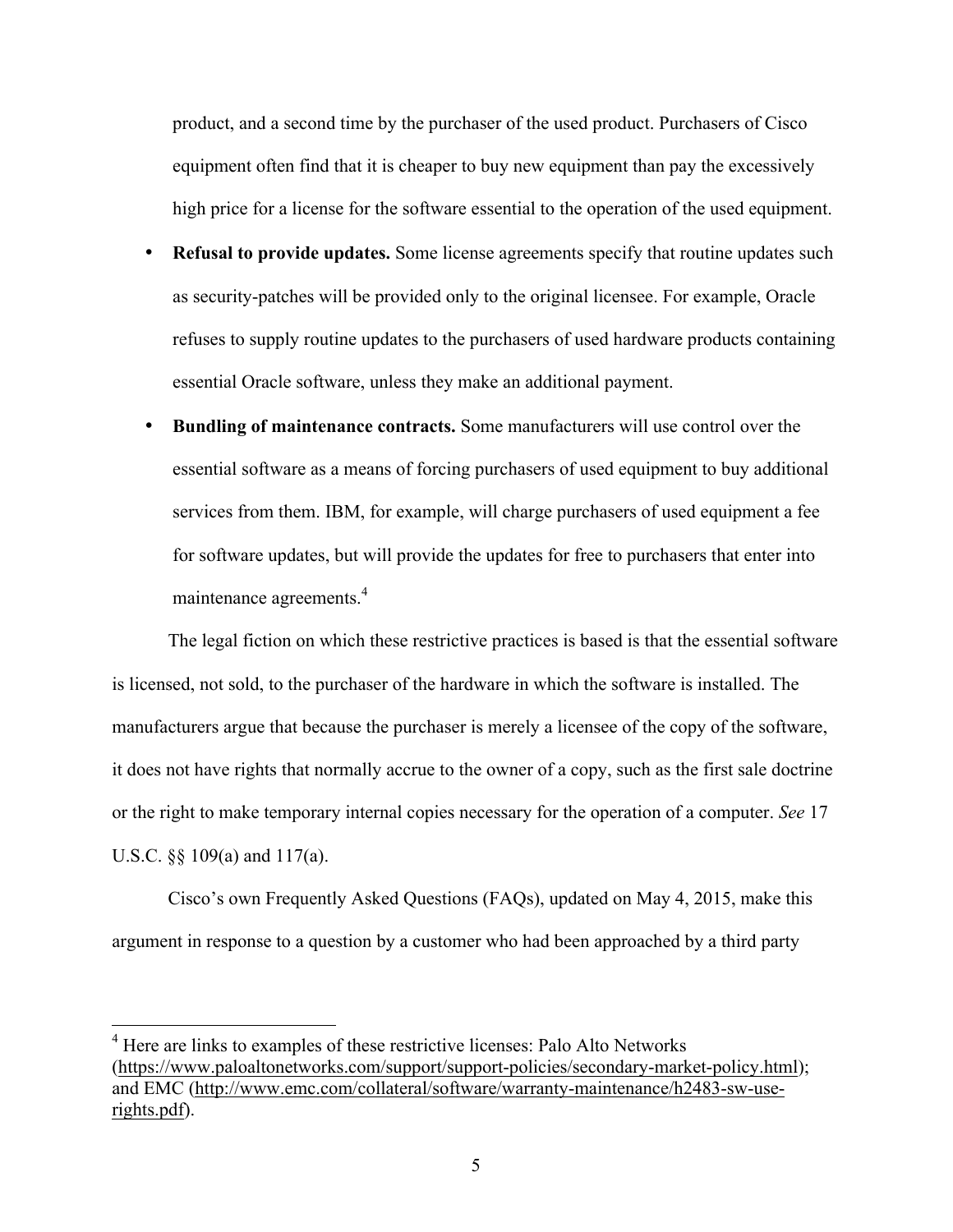product, and a second time by the purchaser of the used product. Purchasers of Cisco equipment often find that it is cheaper to buy new equipment than pay the excessively high price for a license for the software essential to the operation of the used equipment.

- **Refusal to provide updates.** Some license agreements specify that routine updates such as security-patches will be provided only to the original licensee. For example, Oracle refuses to supply routine updates to the purchasers of used hardware products containing essential Oracle software, unless they make an additional payment.
- **Bundling of maintenance contracts.** Some manufacturers will use control over the essential software as a means of forcing purchasers of used equipment to buy additional services from them. IBM, for example, will charge purchasers of used equipment a fee for software updates, but will provide the updates for free to purchasers that enter into maintenance agreements.[4]

The legal fiction on which these restrictive practices is based is that the essential software is licensed, not sold, to the purchaser of the hardware in which the software is installed. The manufacturers argue that because the purchaser is merely a licensee of the copy of the software, it does not have rights that normally accrue to the owner of a copy, such as the first sale doctrine or the right to make temporary internal copies necessary for the operation of a computer. *See* 17 U.S.C. §§ 109(a) and 117(a).

Cisco's own Frequently Asked Questions (FAQs), updated on May 4, 2015, make this argument in response to a question by a customer who had been approached by a third party

---

[4] Here are links to examples of these restrictive licenses: Palo Alto Networks (https://www.paloaltonetworks.com/support/support-policies/secondary-market-policy.html); and EMC (http://www.emc.com/collateral/software/warranty-maintenance/h2483-sw-use-rights.pdf).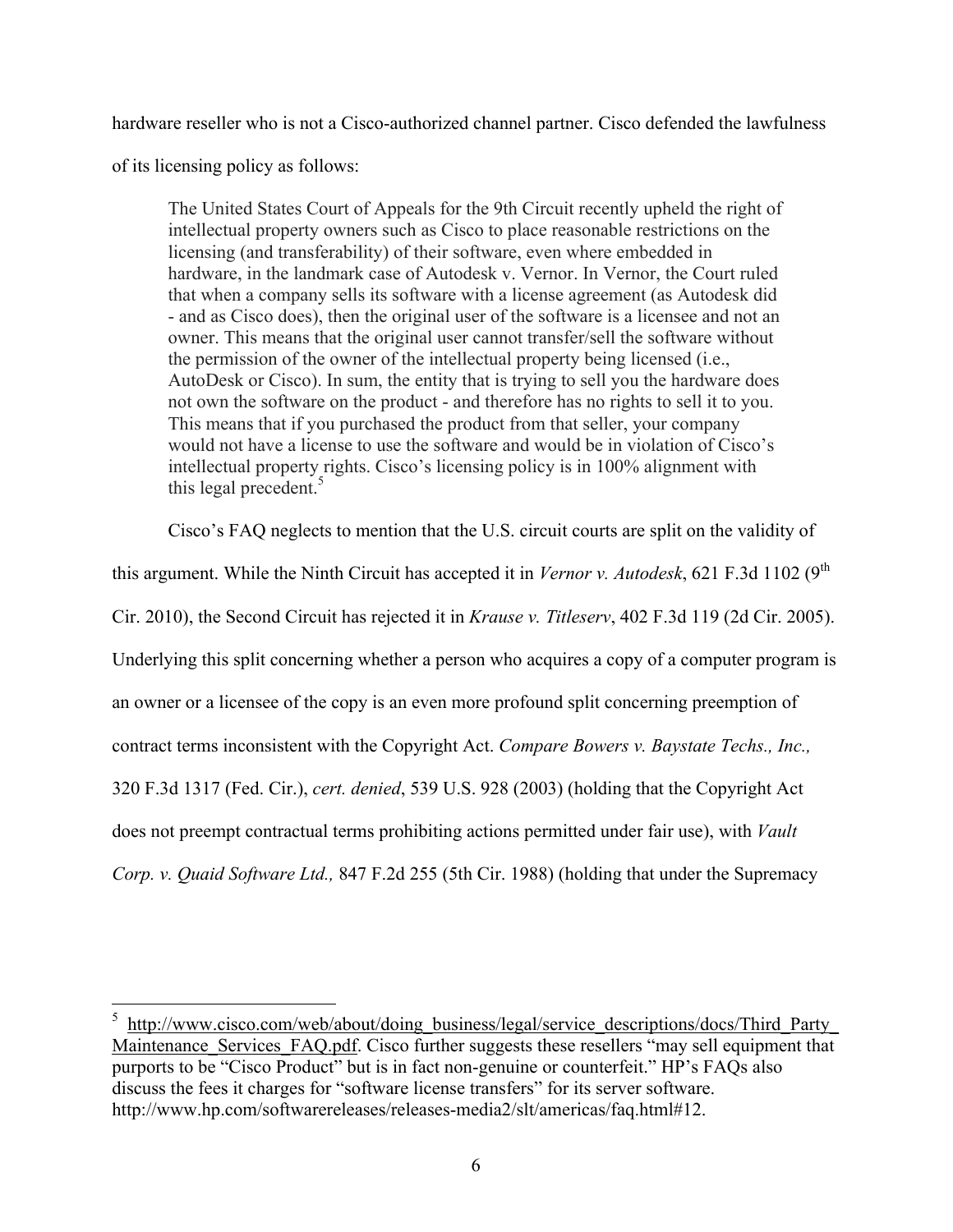hardware reseller who is not a Cisco-authorized channel partner. Cisco defended the lawfulness of its licensing policy as follows:

> The United States Court of Appeals for the 9th Circuit recently upheld the right of intellectual property owners such as Cisco to place reasonable restrictions on the licensing (and transferability) of their software, even where embedded in hardware, in the landmark case of Autodesk v. Vernor. In Vernor, the Court ruled that when a company sells its software with a license agreement (as Autodesk did - and as Cisco does), then the original user of the software is a licensee and not an owner. This means that the original user cannot transfer/sell the software without the permission of the owner of the intellectual property being licensed (i.e., AutoDesk or Cisco). In sum, the entity that is trying to sell you the hardware does not own the software on the product - and therefore has no rights to sell it to you. This means that if you purchased the product from that seller, your company would not have a license to use the software and would be in violation of Cisco's intellectual property rights. Cisco's licensing policy is in 100% alignment with this legal precedent.[5]

Cisco's FAQ neglects to mention that the U.S. circuit courts are split on the validity of this argument. While the Ninth Circuit has accepted it in *Vernor v. Autodesk*, 621 F.3d 1102 (9[th] Cir. 2010), the Second Circuit has rejected it in *Krause v. Titleserv*, 402 F.3d 119 (2d Cir. 2005). Underlying this split concerning whether a person who acquires a copy of a computer program is an owner or a licensee of the copy is an even more profound split concerning preemption of contract terms inconsistent with the Copyright Act. *Compare Bowers v. Baystate Techs., Inc.,* 320 F.3d 1317 (Fed. Cir.), *cert. denied*, 539 U.S. 928 (2003) (holding that the Copyright Act does not preempt contractual terms prohibiting actions permitted under fair use), with *Vault Corp. v. Quaid Software Ltd.,* 847 F.2d 255 (5th Cir. 1988) (holding that under the Supremacy

---

[5] http://www.cisco.com/web/about/doing_business/legal/service_descriptions/docs/Third_Party_Maintenance_Services_FAQ.pdf. Cisco further suggests these resellers "may sell equipment that purports to be "Cisco Product" but is in fact non-genuine or counterfeit." HP's FAQs also discuss the fees it charges for "software license transfers" for its server software. http://www.hp.com/softwarereleases/releases-media2/slt/americas/faq.html#12.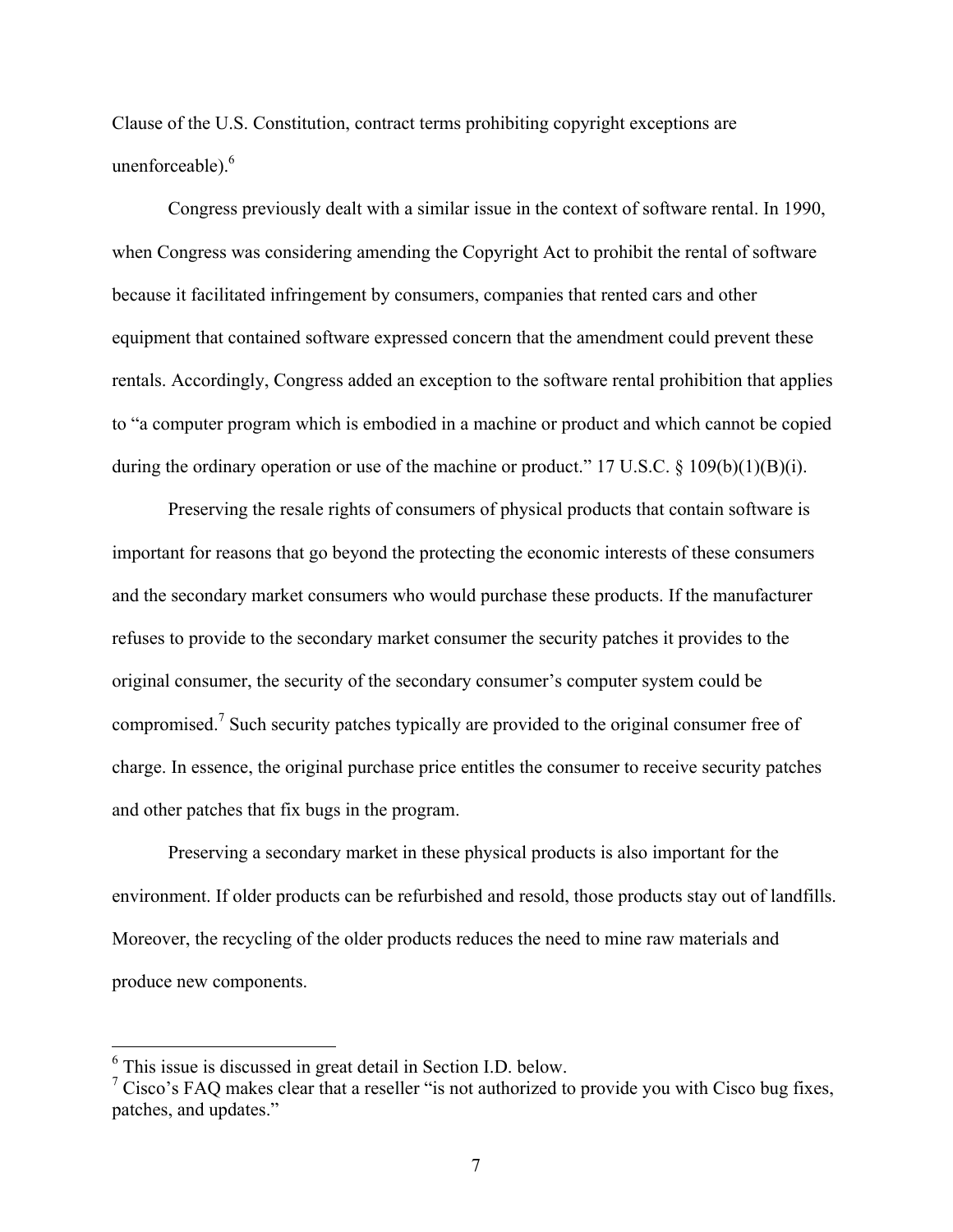Clause of the U.S. Constitution, contract terms prohibiting copyright exceptions are unenforceable).[6]

Congress previously dealt with a similar issue in the context of software rental. In 1990, when Congress was considering amending the Copyright Act to prohibit the rental of software because it facilitated infringement by consumers, companies that rented cars and other equipment that contained software expressed concern that the amendment could prevent these rentals. Accordingly, Congress added an exception to the software rental prohibition that applies to "a computer program which is embodied in a machine or product and which cannot be copied during the ordinary operation or use of the machine or product." 17 U.S.C. § 109(b)(1)(B)(i).

Preserving the resale rights of consumers of physical products that contain software is important for reasons that go beyond the protecting the economic interests of these consumers and the secondary market consumers who would purchase these products. If the manufacturer refuses to provide to the secondary market consumer the security patches it provides to the original consumer, the security of the secondary consumer's computer system could be compromised.[7] Such security patches typically are provided to the original consumer free of charge. In essence, the original purchase price entitles the consumer to receive security patches and other patches that fix bugs in the program.

Preserving a secondary market in these physical products is also important for the environment. If older products can be refurbished and resold, those products stay out of landfills. Moreover, the recycling of the older products reduces the need to mine raw materials and produce new components.

---

[6] This issue is discussed in great detail in Section I.D. below.

[7] Cisco's FAQ makes clear that a reseller "is not authorized to provide you with Cisco bug fixes, patches, and updates."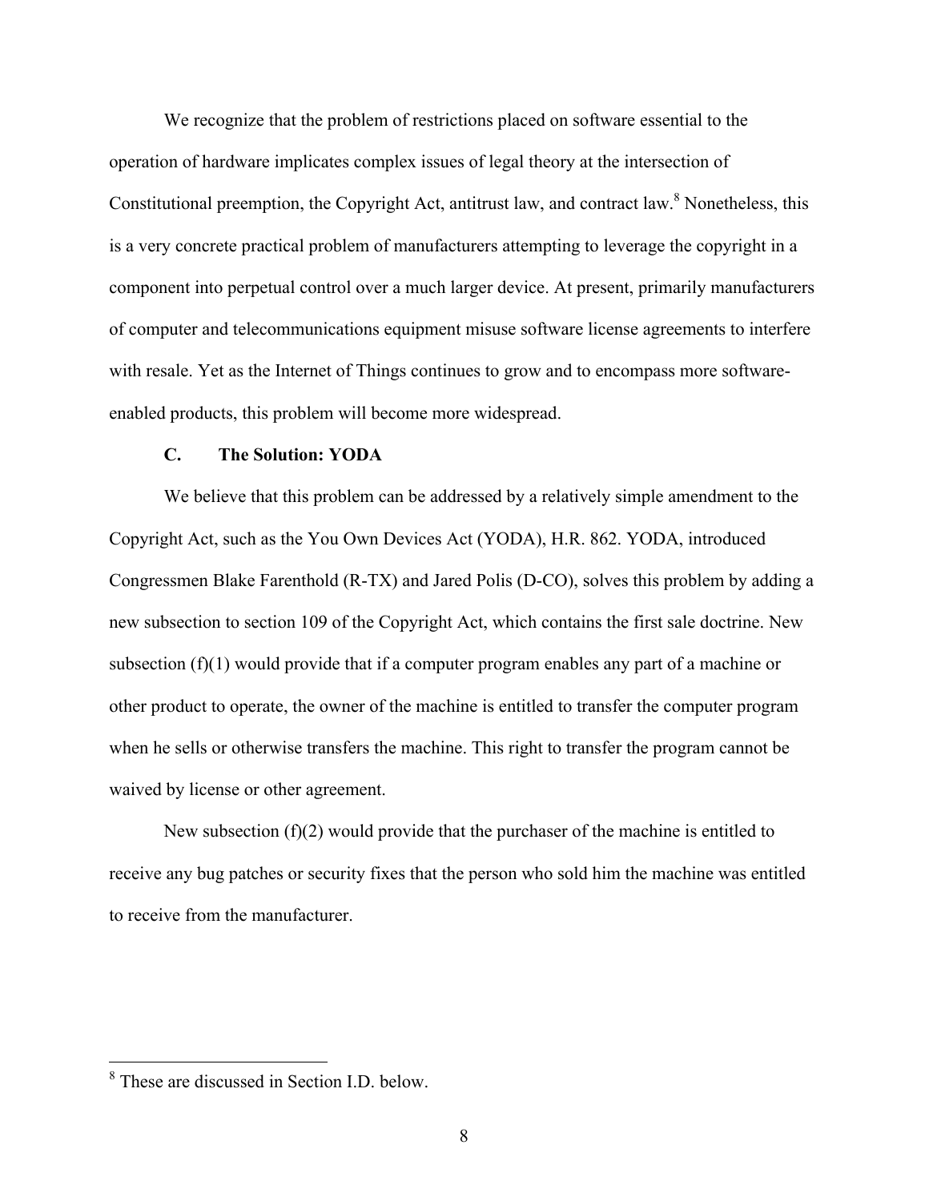We recognize that the problem of restrictions placed on software essential to the operation of hardware implicates complex issues of legal theory at the intersection of Constitutional preemption, the Copyright Act, antitrust law, and contract law.[8] Nonetheless, this is a very concrete practical problem of manufacturers attempting to leverage the copyright in a component into perpetual control over a much larger device. At present, primarily manufacturers of computer and telecommunications equipment misuse software license agreements to interfere with resale. Yet as the Internet of Things continues to grow and to encompass more software-enabled products, this problem will become more widespread.

### C. The Solution: YODA

We believe that this problem can be addressed by a relatively simple amendment to the Copyright Act, such as the You Own Devices Act (YODA), H.R. 862. YODA, introduced Congressmen Blake Farenthold (R-TX) and Jared Polis (D-CO), solves this problem by adding a new subsection to section 109 of the Copyright Act, which contains the first sale doctrine. New subsection (f)(1) would provide that if a computer program enables any part of a machine or other product to operate, the owner of the machine is entitled to transfer the computer program when he sells or otherwise transfers the machine. This right to transfer the program cannot be waived by license or other agreement.

New subsection (f)(2) would provide that the purchaser of the machine is entitled to receive any bug patches or security fixes that the person who sold him the machine was entitled to receive from the manufacturer.

---

[8] These are discussed in Section I.D. below.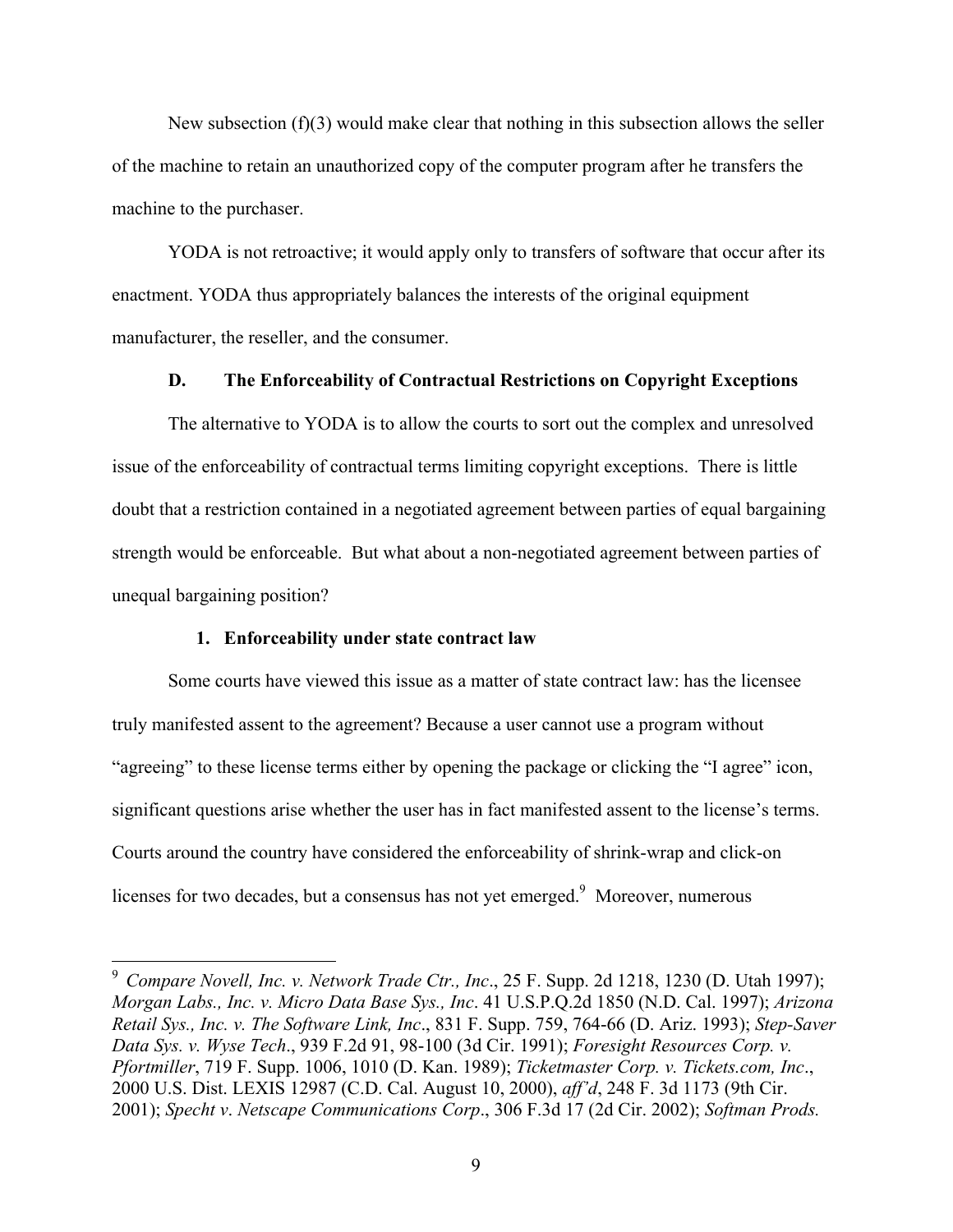New subsection (f)(3) would make clear that nothing in this subsection allows the seller of the machine to retain an unauthorized copy of the computer program after he transfers the machine to the purchaser.

YODA is not retroactive; it would apply only to transfers of software that occur after its enactment. YODA thus appropriately balances the interests of the original equipment manufacturer, the reseller, and the consumer.

### D. The Enforceability of Contractual Restrictions on Copyright Exceptions

The alternative to YODA is to allow the courts to sort out the complex and unresolved issue of the enforceability of contractual terms limiting copyright exceptions. There is little doubt that a restriction contained in a negotiated agreement between parties of equal bargaining strength would be enforceable. But what about a non-negotiated agreement between parties of unequal bargaining position?

#### 1. Enforceability under state contract law

Some courts have viewed this issue as a matter of state contract law: has the licensee truly manifested assent to the agreement? Because a user cannot use a program without "agreeing" to these license terms either by opening the package or clicking the "I agree" icon, significant questions arise whether the user has in fact manifested assent to the license's terms. Courts around the country have considered the enforceability of shrink-wrap and click-on licenses for two decades, but a consensus has not yet emerged.[9] Moreover, numerous

---

[9] *Compare Novell, Inc. v. Network Trade Ctr., Inc*., 25 F. Supp. 2d 1218, 1230 (D. Utah 1997); *Morgan Labs., Inc. v. Micro Data Base Sys., Inc*. 41 U.S.P.Q.2d 1850 (N.D. Cal. 1997); *Arizona Retail Sys., Inc. v. The Software Link, Inc*., 831 F. Supp. 759, 764-66 (D. Ariz. 1993); *Step-Saver Data Sys. v. Wyse Tech*., 939 F.2d 91, 98-100 (3d Cir. 1991); *Foresight Resources Corp. v. Pfortmiller*, 719 F. Supp. 1006, 1010 (D. Kan. 1989); *Ticketmaster Corp. v. Tickets.com, Inc*., 2000 U.S. Dist. LEXIS 12987 (C.D. Cal. August 10, 2000), *aff'd*, 248 F. 3d 1173 (9th Cir. 2001); *Specht v. Netscape Communications Corp*., 306 F.3d 17 (2d Cir. 2002); *Softman Prods.*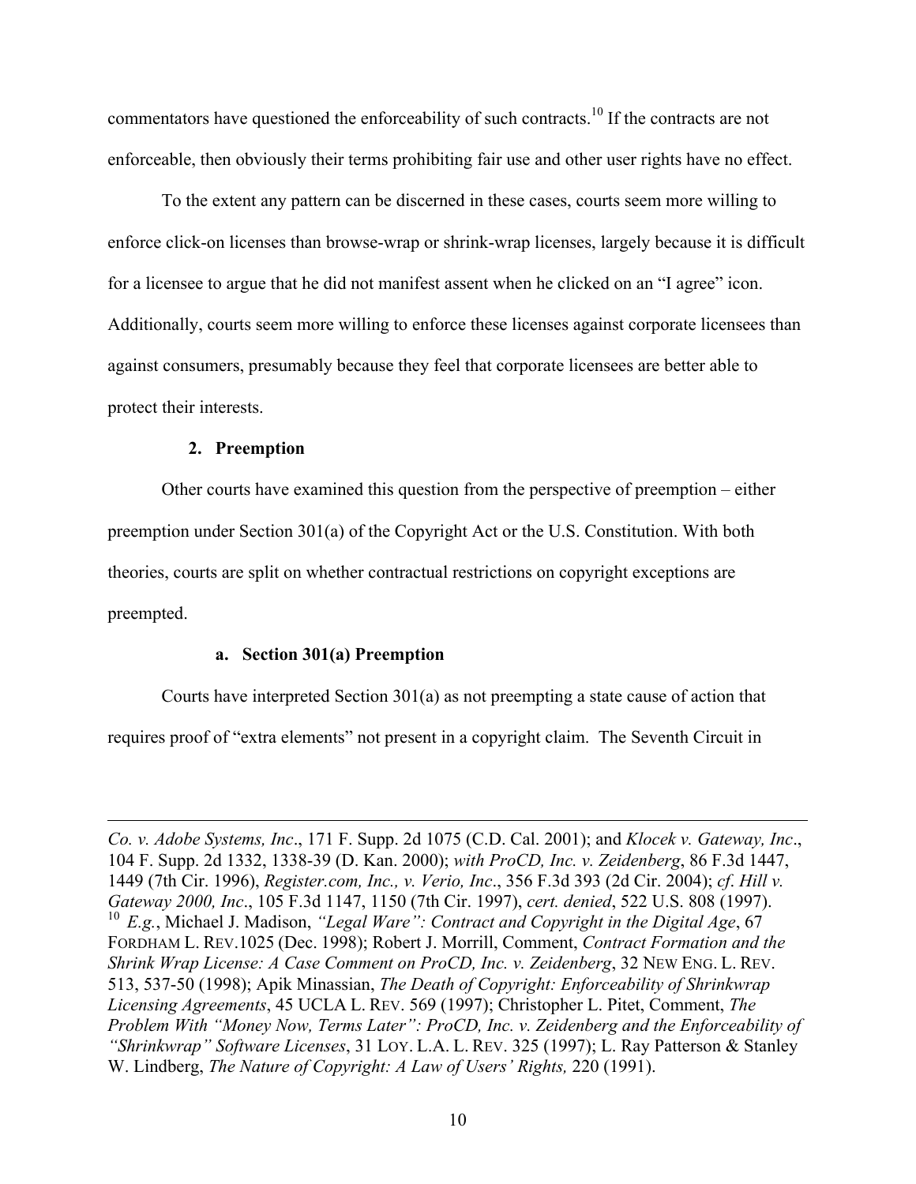commentators have questioned the enforceability of such contracts.[10] If the contracts are not enforceable, then obviously their terms prohibiting fair use and other user rights have no effect.

To the extent any pattern can be discerned in these cases, courts seem more willing to enforce click-on licenses than browse-wrap or shrink-wrap licenses, largely because it is difficult for a licensee to argue that he did not manifest assent when he clicked on an "I agree" icon. Additionally, courts seem more willing to enforce these licenses against corporate licensees than against consumers, presumably because they feel that corporate licensees are better able to protect their interests.

### 2. Preemption

Other courts have examined this question from the perspective of preemption – either preemption under Section 301(a) of the Copyright Act or the U.S. Constitution. With both theories, courts are split on whether contractual restrictions on copyright exceptions are preempted.

#### a. Section 301(a) Preemption

Courts have interpreted Section 301(a) as not preempting a state cause of action that requires proof of "extra elements" not present in a copyright claim. The Seventh Circuit in

---

*Co. v. Adobe Systems, Inc*., 171 F. Supp. 2d 1075 (C.D. Cal. 2001); and *Klocek v. Gateway, Inc*., 104 F. Supp. 2d 1332, 1338-39 (D. Kan. 2000); *with ProCD, Inc. v. Zeidenberg*, 86 F.3d 1447, 1449 (7th Cir. 1996), *Register.com, Inc., v. Verio, Inc*., 356 F.3d 393 (2d Cir. 2004); *cf. Hill v. Gateway 2000, Inc*., 105 F.3d 1147, 1150 (7th Cir. 1997), *cert. denied*, 522 U.S. 808 (1997).

[10] *E.g.*, Michael J. Madison, *"Legal Ware": Contract and Copyright in the Digital Age*, 67 FORDHAM L. REV.1025 (Dec. 1998); Robert J. Morrill, Comment, *Contract Formation and the Shrink Wrap License: A Case Comment on ProCD, Inc. v. Zeidenberg*, 32 NEW ENG. L. REV. 513, 537-50 (1998); Apik Minassian, *The Death of Copyright: Enforceability of Shrinkwrap Licensing Agreements*, 45 UCLA L. REV. 569 (1997); Christopher L. Pitet, Comment, *The Problem With "Money Now, Terms Later": ProCD, Inc. v. Zeidenberg and the Enforceability of "Shrinkwrap" Software Licenses*, 31 LOY. L.A. L. REV. 325 (1997); L. Ray Patterson & Stanley W. Lindberg, *The Nature of Copyright: A Law of Users' Rights,* 220 (1991).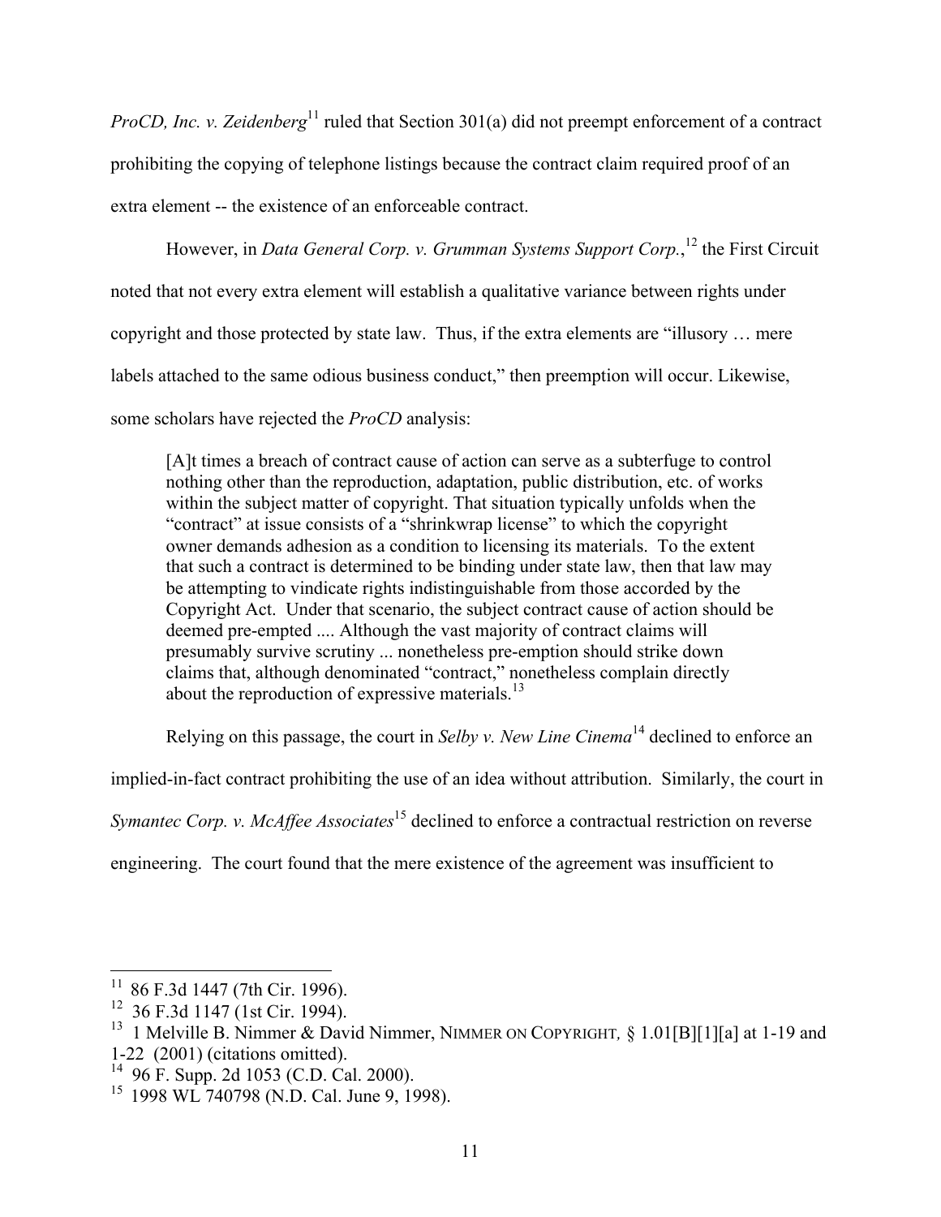*ProCD, Inc. v. Zeidenberg*[11] ruled that Section 301(a) did not preempt enforcement of a contract prohibiting the copying of telephone listings because the contract claim required proof of an extra element -- the existence of an enforceable contract.

However, in *Data General Corp. v. Grumman Systems Support Corp.*,[12] the First Circuit noted that not every extra element will establish a qualitative variance between rights under copyright and those protected by state law. Thus, if the extra elements are "illusory … mere labels attached to the same odious business conduct," then preemption will occur. Likewise, some scholars have rejected the *ProCD* analysis:

> [A]t times a breach of contract cause of action can serve as a subterfuge to control nothing other than the reproduction, adaptation, public distribution, etc. of works within the subject matter of copyright. That situation typically unfolds when the "contract" at issue consists of a "shrinkwrap license" to which the copyright owner demands adhesion as a condition to licensing its materials. To the extent that such a contract is determined to be binding under state law, then that law may be attempting to vindicate rights indistinguishable from those accorded by the Copyright Act. Under that scenario, the subject contract cause of action should be deemed pre-empted .... Although the vast majority of contract claims will presumably survive scrutiny ... nonetheless pre-emption should strike down claims that, although denominated "contract," nonetheless complain directly about the reproduction of expressive materials.[13]

Relying on this passage, the court in *Selby v. New Line Cinema*[14] declined to enforce an implied-in-fact contract prohibiting the use of an idea without attribution. Similarly, the court in *Symantec Corp. v. McAffee Associates*[15] declined to enforce a contractual restriction on reverse engineering. The court found that the mere existence of the agreement was insufficient to

---

[11] 86 F.3d 1447 (7th Cir. 1996).

[12] 36 F.3d 1147 (1st Cir. 1994).

[13] 1 Melville B. Nimmer & David Nimmer, NIMMER ON COPYRIGHT, § 1.01[B][1][a] at 1-19 and 1-22 (2001) (citations omitted).

[14] 96 F. Supp. 2d 1053 (C.D. Cal. 2000).

[15] 1998 WL 740798 (N.D. Cal. June 9, 1998).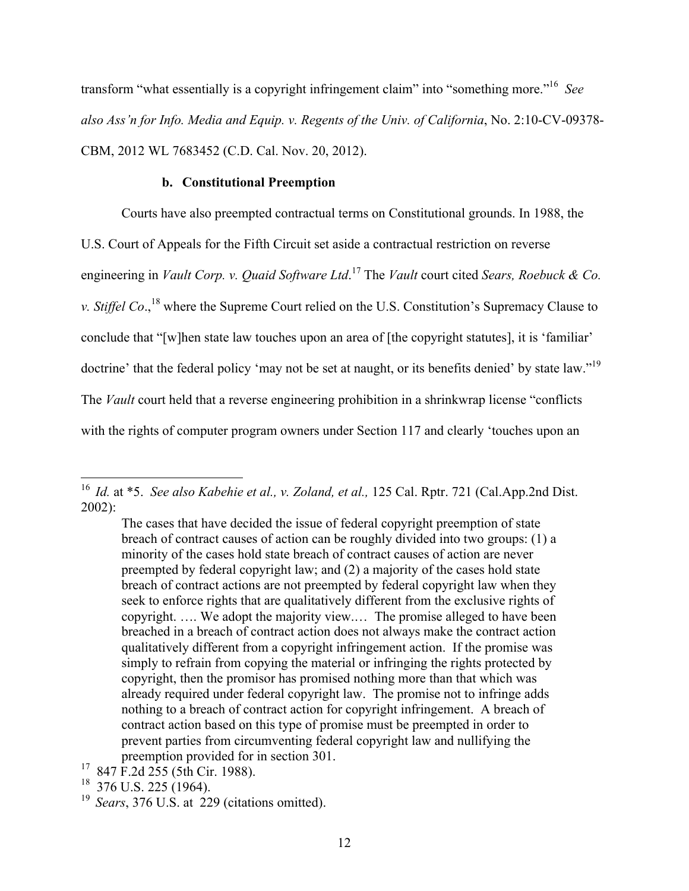transform "what essentially is a copyright infringement claim" into "something more."[16] *See also Ass'n for Info. Media and Equip. v. Regents of the Univ. of California*, No. 2:10-CV-09378-CBM, 2012 WL 7683452 (C.D. Cal. Nov. 20, 2012).

### b. Constitutional Preemption

Courts have also preempted contractual terms on Constitutional grounds. In 1988, the U.S. Court of Appeals for the Fifth Circuit set aside a contractual restriction on reverse engineering in *Vault Corp. v. Quaid Software Ltd*.[17] The *Vault* court cited *Sears, Roebuck & Co. v. Stiffel Co*.,[18] where the Supreme Court relied on the U.S. Constitution's Supremacy Clause to conclude that "[w]hen state law touches upon an area of [the copyright statutes], it is 'familiar' doctrine' that the federal policy 'may not be set at naught, or its benefits denied' by state law."[19] The *Vault* court held that a reverse engineering prohibition in a shrinkwrap license "conflicts with the rights of computer program owners under Section 117 and clearly 'touches upon an

---

[16] *Id.* at *5. *See also Kabehie et al., v. Zoland, et al.,* 125 Cal. Rptr. 721 (Cal.App.2nd Dist. 2002):

> The cases that have decided the issue of federal copyright preemption of state breach of contract causes of action can be roughly divided into two groups: (1) a minority of the cases hold state breach of contract causes of action are never preempted by federal copyright law; and (2) a majority of the cases hold state breach of contract actions are not preempted by federal copyright law when they seek to enforce rights that are qualitatively different from the exclusive rights of copyright. …. We adopt the majority view.… The promise alleged to have been breached in a breach of contract action does not always make the contract action qualitatively different from a copyright infringement action. If the promise was simply to refrain from copying the material or infringing the rights protected by copyright, then the promisor has promised nothing more than that which was already required under federal copyright law. The promise not to infringe adds nothing to a breach of contract action for copyright infringement. A breach of contract action based on this type of promise must be preempted in order to prevent parties from circumventing federal copyright law and nullifying the preemption provided for in section 301.

[17] 847 F.2d 255 (5th Cir. 1988).

[18] 376 U.S. 225 (1964).

[19] *Sears*, 376 U.S. at 229 (citations omitted).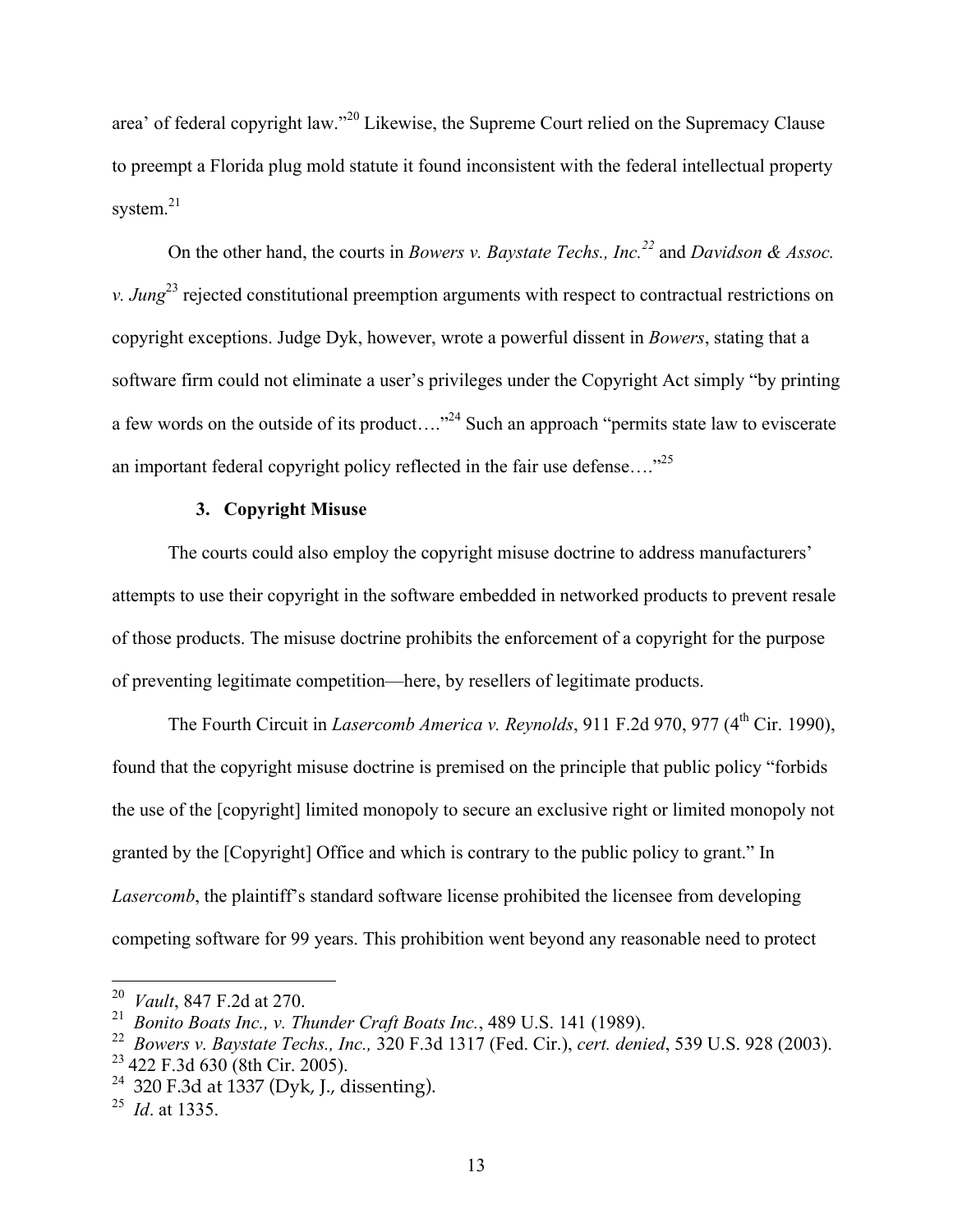area' of federal copyright law."[20] Likewise, the Supreme Court relied on the Supremacy Clause to preempt a Florida plug mold statute it found inconsistent with the federal intellectual property system.[21]

On the other hand, the courts in *Bowers v. Baystate Techs., Inc.*[22] and *Davidson & Assoc. v. Jung*[23] rejected constitutional preemption arguments with respect to contractual restrictions on copyright exceptions. Judge Dyk, however, wrote a powerful dissent in *Bowers*, stating that a software firm could not eliminate a user's privileges under the Copyright Act simply "by printing a few words on the outside of its product…."[24] Such an approach "permits state law to eviscerate an important federal copyright policy reflected in the fair use defense…."[25]

### 3. Copyright Misuse

The courts could also employ the copyright misuse doctrine to address manufacturers' attempts to use their copyright in the software embedded in networked products to prevent resale of those products. The misuse doctrine prohibits the enforcement of a copyright for the purpose of preventing legitimate competition—here, by resellers of legitimate products.

The Fourth Circuit in *Lasercomb America v. Reynolds*, 911 F.2d 970, 977 (4th Cir. 1990), found that the copyright misuse doctrine is premised on the principle that public policy "forbids the use of the [copyright] limited monopoly to secure an exclusive right or limited monopoly not granted by the [Copyright] Office and which is contrary to the public policy to grant." In *Lasercomb*, the plaintiff's standard software license prohibited the licensee from developing competing software for 99 years. This prohibition went beyond any reasonable need to protect

---

[20] *Vault*, 847 F.2d at 270.

[21] *Bonito Boats Inc., v. Thunder Craft Boats Inc.*, 489 U.S. 141 (1989).

[22] *Bowers v. Baystate Techs., Inc.,* 320 F.3d 1317 (Fed. Cir.), *cert. denied*, 539 U.S. 928 (2003).

[23] 422 F.3d 630 (8th Cir. 2005).

[24] 320 F.3d at 1337 (Dyk, J., dissenting).

[25] *Id*. at 1335.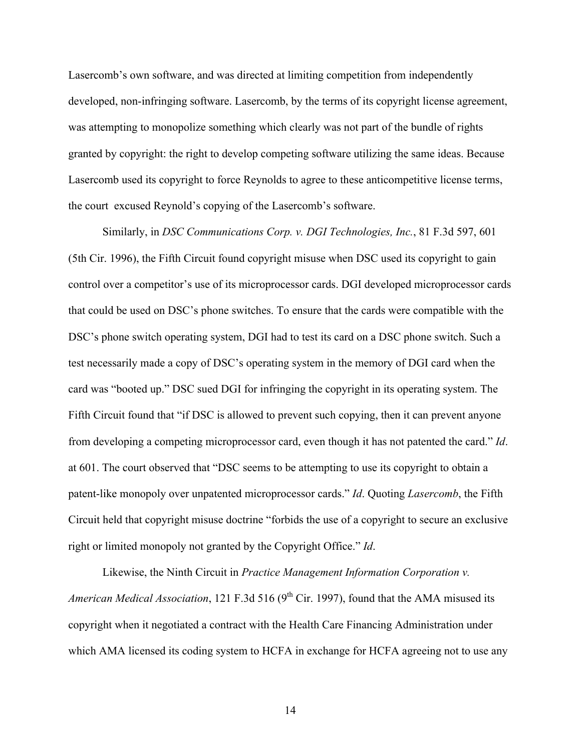Lasercomb's own software, and was directed at limiting competition from independently developed, non-infringing software. Lasercomb, by the terms of its copyright license agreement, was attempting to monopolize something which clearly was not part of the bundle of rights granted by copyright: the right to develop competing software utilizing the same ideas. Because Lasercomb used its copyright to force Reynolds to agree to these anticompetitive license terms, the court excused Reynold's copying of the Lasercomb's software.

Similarly, in *DSC Communications Corp. v. DGI Technologies, Inc.*, 81 F.3d 597, 601 (5th Cir. 1996), the Fifth Circuit found copyright misuse when DSC used its copyright to gain control over a competitor's use of its microprocessor cards. DGI developed microprocessor cards that could be used on DSC's phone switches. To ensure that the cards were compatible with the DSC's phone switch operating system, DGI had to test its card on a DSC phone switch. Such a test necessarily made a copy of DSC's operating system in the memory of DGI card when the card was "booted up." DSC sued DGI for infringing the copyright in its operating system. The Fifth Circuit found that "if DSC is allowed to prevent such copying, then it can prevent anyone from developing a competing microprocessor card, even though it has not patented the card." *Id*. at 601. The court observed that "DSC seems to be attempting to use its copyright to obtain a patent-like monopoly over unpatented microprocessor cards." *Id*. Quoting *Lasercomb*, the Fifth Circuit held that copyright misuse doctrine "forbids the use of a copyright to secure an exclusive right or limited monopoly not granted by the Copyright Office." *Id*.

Likewise, the Ninth Circuit in *Practice Management Information Corporation v. American Medical Association*, 121 F.3d 516 (9th Cir. 1997), found that the AMA misused its copyright when it negotiated a contract with the Health Care Financing Administration under which AMA licensed its coding system to HCFA in exchange for HCFA agreeing not to use any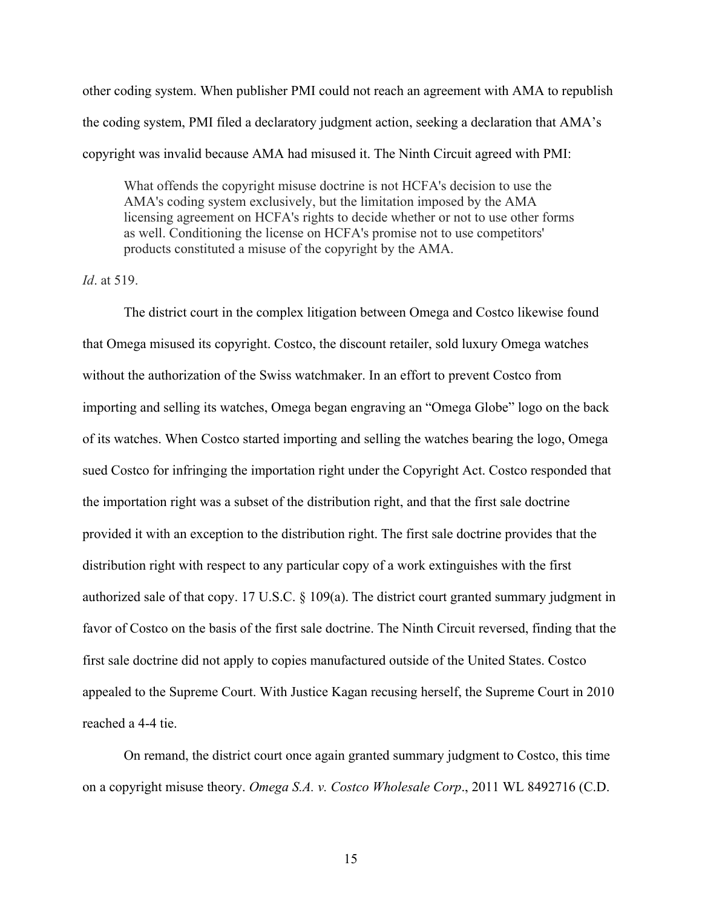other coding system. When publisher PMI could not reach an agreement with AMA to republish the coding system, PMI filed a declaratory judgment action, seeking a declaration that AMA's copyright was invalid because AMA had misused it. The Ninth Circuit agreed with PMI:

> What offends the copyright misuse doctrine is not HCFA's decision to use the AMA's coding system exclusively, but the limitation imposed by the AMA licensing agreement on HCFA's rights to decide whether or not to use other forms as well. Conditioning the license on HCFA's promise not to use competitors' products constituted a misuse of the copyright by the AMA.

*Id*. at 519.

The district court in the complex litigation between Omega and Costco likewise found that Omega misused its copyright. Costco, the discount retailer, sold luxury Omega watches without the authorization of the Swiss watchmaker. In an effort to prevent Costco from importing and selling its watches, Omega began engraving an "Omega Globe" logo on the back of its watches. When Costco started importing and selling the watches bearing the logo, Omega sued Costco for infringing the importation right under the Copyright Act. Costco responded that the importation right was a subset of the distribution right, and that the first sale doctrine provided it with an exception to the distribution right. The first sale doctrine provides that the distribution right with respect to any particular copy of a work extinguishes with the first authorized sale of that copy. 17 U.S.C. § 109(a). The district court granted summary judgment in favor of Costco on the basis of the first sale doctrine. The Ninth Circuit reversed, finding that the first sale doctrine did not apply to copies manufactured outside of the United States. Costco appealed to the Supreme Court. With Justice Kagan recusing herself, the Supreme Court in 2010 reached a 4-4 tie.

On remand, the district court once again granted summary judgment to Costco, this time on a copyright misuse theory. *Omega S.A. v. Costco Wholesale Corp*., 2011 WL 8492716 (C.D.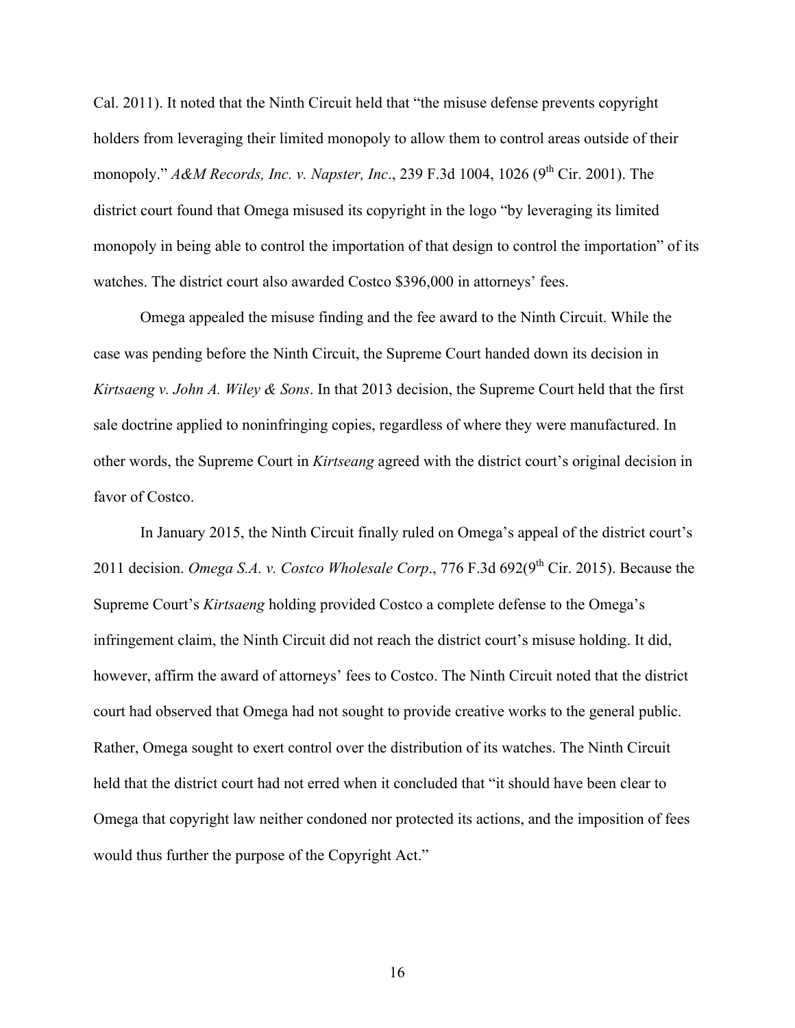Cal. 2011). It noted that the Ninth Circuit held that "the misuse defense prevents copyright holders from leveraging their limited monopoly to allow them to control areas outside of their monopoly." *A&M Records, Inc. v. Napster, Inc*., 239 F.3d 1004, 1026 (9th Cir. 2001). The district court found that Omega misused its copyright in the logo "by leveraging its limited monopoly in being able to control the importation of that design to control the importation" of its watches. The district court also awarded Costco $396,000 in attorneys' fees.

Omega appealed the misuse finding and the fee award to the Ninth Circuit. While the case was pending before the Ninth Circuit, the Supreme Court handed down its decision in *Kirtsaeng v. John A. Wiley & Sons*. In that 2013 decision, the Supreme Court held that the first sale doctrine applied to noninfringing copies, regardless of where they were manufactured. In other words, the Supreme Court in *Kirtseang* agreed with the district court's original decision in favor of Costco.

In January 2015, the Ninth Circuit finally ruled on Omega's appeal of the district court's 2011 decision. *Omega S.A. v. Costco Wholesale Corp*., 776 F.3d 692(9th Cir. 2015). Because the Supreme Court's *Kirtsaeng* holding provided Costco a complete defense to the Omega's infringement claim, the Ninth Circuit did not reach the district court's misuse holding. It did, however, affirm the award of attorneys' fees to Costco. The Ninth Circuit noted that the district court had observed that Omega had not sought to provide creative works to the general public. Rather, Omega sought to exert control over the distribution of its watches. The Ninth Circuit held that the district court had not erred when it concluded that "it should have been clear to Omega that copyright law neither condoned nor protected its actions, and the imposition of fees would thus further the purpose of the Copyright Act."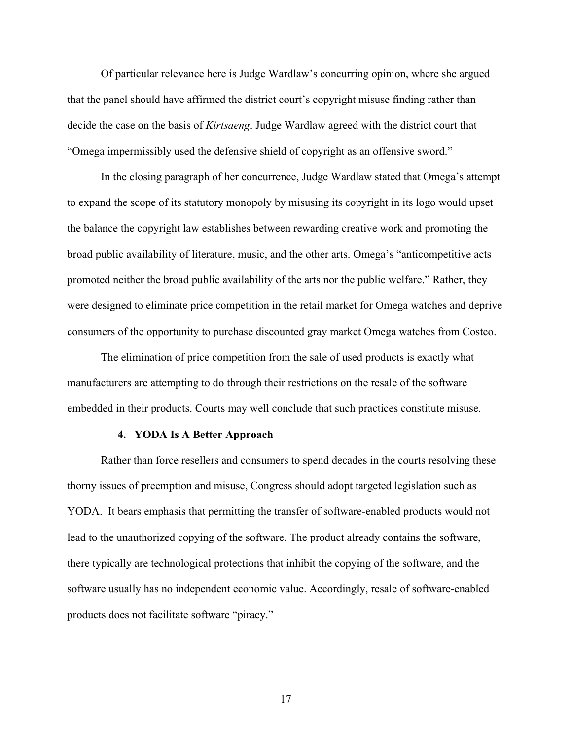Of particular relevance here is Judge Wardlaw's concurring opinion, where she argued that the panel should have affirmed the district court's copyright misuse finding rather than decide the case on the basis of *Kirtsaeng*. Judge Wardlaw agreed with the district court that "Omega impermissibly used the defensive shield of copyright as an offensive sword."

In the closing paragraph of her concurrence, Judge Wardlaw stated that Omega's attempt to expand the scope of its statutory monopoly by misusing its copyright in its logo would upset the balance the copyright law establishes between rewarding creative work and promoting the broad public availability of literature, music, and the other arts. Omega's "anticompetitive acts promoted neither the broad public availability of the arts nor the public welfare." Rather, they were designed to eliminate price competition in the retail market for Omega watches and deprive consumers of the opportunity to purchase discounted gray market Omega watches from Costco.

The elimination of price competition from the sale of used products is exactly what manufacturers are attempting to do through their restrictions on the resale of the software embedded in their products. Courts may well conclude that such practices constitute misuse.

#### 4. YODA Is A Better Approach

Rather than force resellers and consumers to spend decades in the courts resolving these thorny issues of preemption and misuse, Congress should adopt targeted legislation such as YODA. It bears emphasis that permitting the transfer of software-enabled products would not lead to the unauthorized copying of the software. The product already contains the software, there typically are technological protections that inhibit the copying of the software, and the software usually has no independent economic value. Accordingly, resale of software-enabled products does not facilitate software "piracy."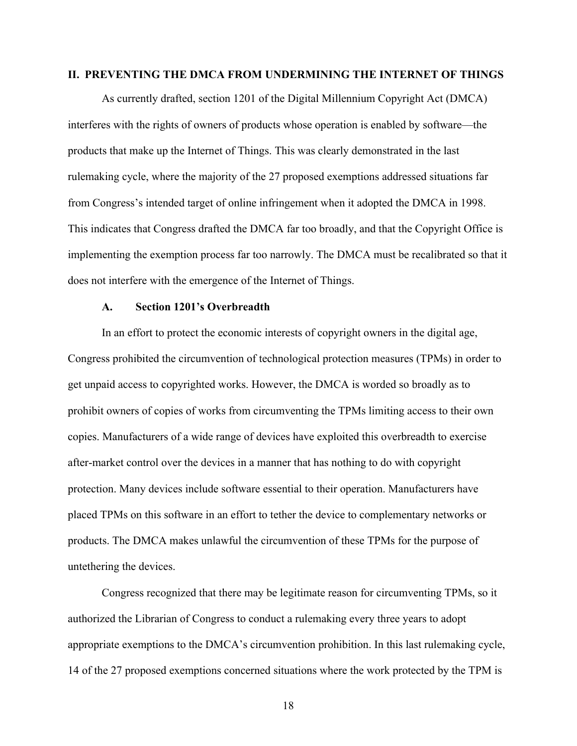## II. PREVENTING THE DMCA FROM UNDERMINING THE INTERNET OF THINGS

As currently drafted, section 1201 of the Digital Millennium Copyright Act (DMCA) interferes with the rights of owners of products whose operation is enabled by software—the products that make up the Internet of Things. This was clearly demonstrated in the last rulemaking cycle, where the majority of the 27 proposed exemptions addressed situations far from Congress's intended target of online infringement when it adopted the DMCA in 1998. This indicates that Congress drafted the DMCA far too broadly, and that the Copyright Office is implementing the exemption process far too narrowly. The DMCA must be recalibrated so that it does not interfere with the emergence of the Internet of Things.

### A. Section 1201's Overbreadth

In an effort to protect the economic interests of copyright owners in the digital age, Congress prohibited the circumvention of technological protection measures (TPMs) in order to get unpaid access to copyrighted works. However, the DMCA is worded so broadly as to prohibit owners of copies of works from circumventing the TPMs limiting access to their own copies. Manufacturers of a wide range of devices have exploited this overbreadth to exercise after-market control over the devices in a manner that has nothing to do with copyright protection. Many devices include software essential to their operation. Manufacturers have placed TPMs on this software in an effort to tether the device to complementary networks or products. The DMCA makes unlawful the circumvention of these TPMs for the purpose of untethering the devices.

Congress recognized that there may be legitimate reason for circumventing TPMs, so it authorized the Librarian of Congress to conduct a rulemaking every three years to adopt appropriate exemptions to the DMCA's circumvention prohibition. In this last rulemaking cycle, 14 of the 27 proposed exemptions concerned situations where the work protected by the TPM is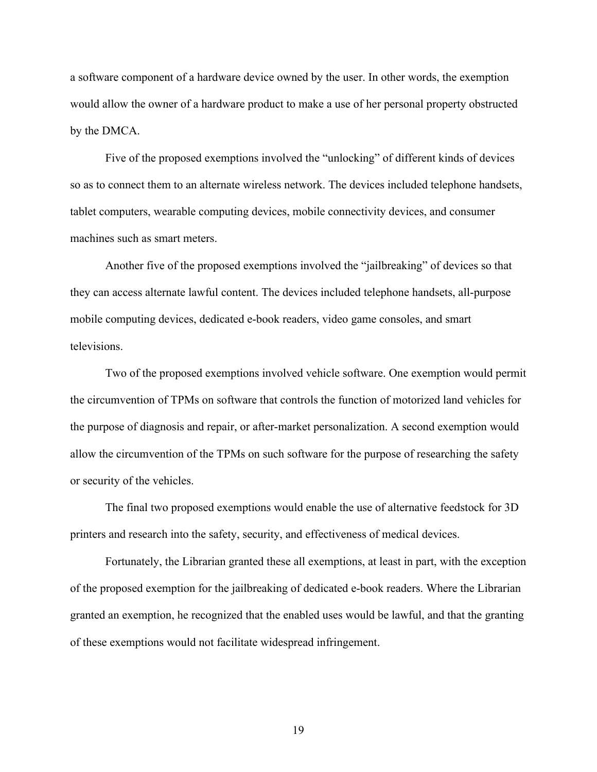a software component of a hardware device owned by the user. In other words, the exemption would allow the owner of a hardware product to make a use of her personal property obstructed by the DMCA.

Five of the proposed exemptions involved the "unlocking" of different kinds of devices so as to connect them to an alternate wireless network. The devices included telephone handsets, tablet computers, wearable computing devices, mobile connectivity devices, and consumer machines such as smart meters.

Another five of the proposed exemptions involved the "jailbreaking" of devices so that they can access alternate lawful content. The devices included telephone handsets, all-purpose mobile computing devices, dedicated e-book readers, video game consoles, and smart televisions.

Two of the proposed exemptions involved vehicle software. One exemption would permit the circumvention of TPMs on software that controls the function of motorized land vehicles for the purpose of diagnosis and repair, or after-market personalization. A second exemption would allow the circumvention of the TPMs on such software for the purpose of researching the safety or security of the vehicles.

The final two proposed exemptions would enable the use of alternative feedstock for 3D printers and research into the safety, security, and effectiveness of medical devices.

Fortunately, the Librarian granted these all exemptions, at least in part, with the exception of the proposed exemption for the jailbreaking of dedicated e-book readers. Where the Librarian granted an exemption, he recognized that the enabled uses would be lawful, and that the granting of these exemptions would not facilitate widespread infringement.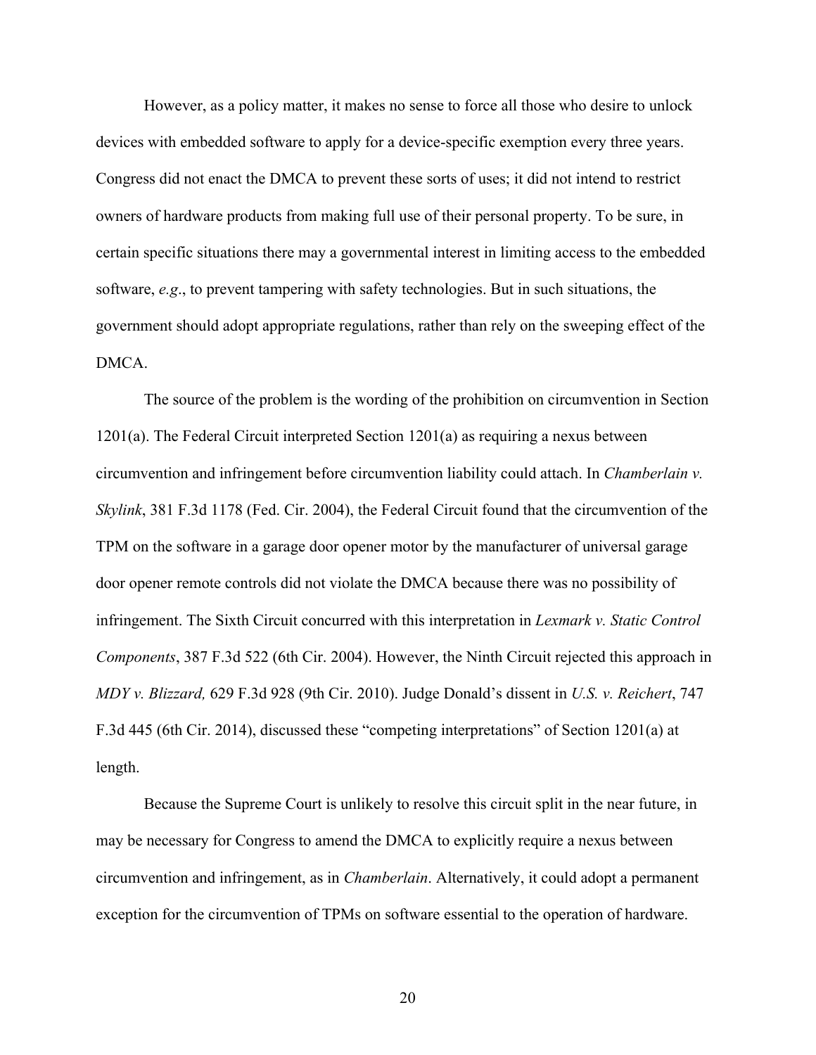However, as a policy matter, it makes no sense to force all those who desire to unlock devices with embedded software to apply for a device-specific exemption every three years. Congress did not enact the DMCA to prevent these sorts of uses; it did not intend to restrict owners of hardware products from making full use of their personal property. To be sure, in certain specific situations there may a governmental interest in limiting access to the embedded software, *e.g.*, to prevent tampering with safety technologies. But in such situations, the government should adopt appropriate regulations, rather than rely on the sweeping effect of the DMCA.

The source of the problem is the wording of the prohibition on circumvention in Section 1201(a). The Federal Circuit interpreted Section 1201(a) as requiring a nexus between circumvention and infringement before circumvention liability could attach. In *Chamberlain v. Skylink*, 381 F.3d 1178 (Fed. Cir. 2004), the Federal Circuit found that the circumvention of the TPM on the software in a garage door opener motor by the manufacturer of universal garage door opener remote controls did not violate the DMCA because there was no possibility of infringement. The Sixth Circuit concurred with this interpretation in *Lexmark v. Static Control Components*, 387 F.3d 522 (6th Cir. 2004). However, the Ninth Circuit rejected this approach in *MDY v. Blizzard,* 629 F.3d 928 (9th Cir. 2010). Judge Donald's dissent in *U.S. v. Reichert*, 747 F.3d 445 (6th Cir. 2014), discussed these "competing interpretations" of Section 1201(a) at length.

Because the Supreme Court is unlikely to resolve this circuit split in the near future, in may be necessary for Congress to amend the DMCA to explicitly require a nexus between circumvention and infringement, as in *Chamberlain*. Alternatively, it could adopt a permanent exception for the circumvention of TPMs on software essential to the operation of hardware.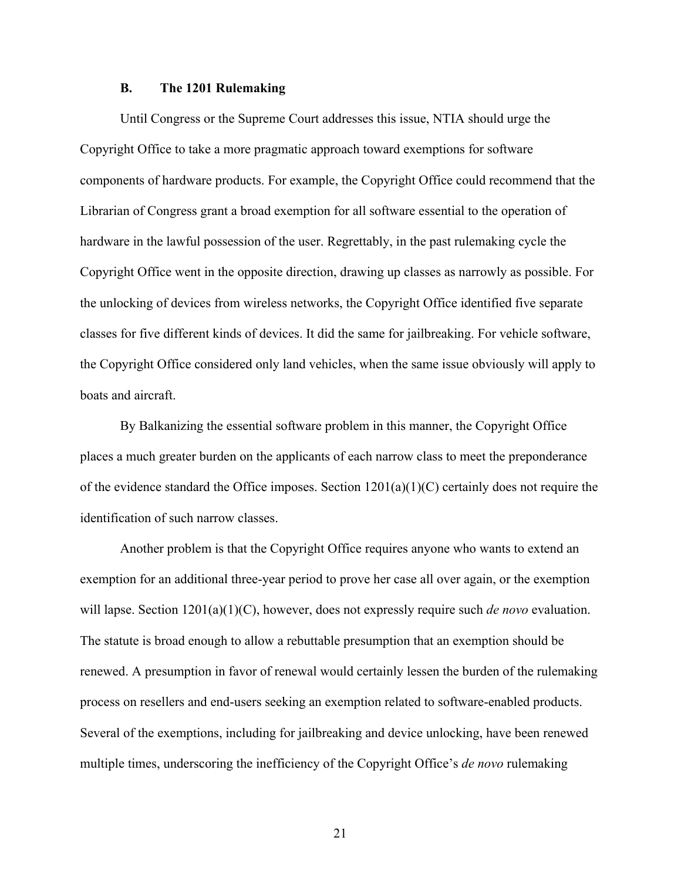### B. The 1201 Rulemaking

Until Congress or the Supreme Court addresses this issue, NTIA should urge the Copyright Office to take a more pragmatic approach toward exemptions for software components of hardware products. For example, the Copyright Office could recommend that the Librarian of Congress grant a broad exemption for all software essential to the operation of hardware in the lawful possession of the user. Regrettably, in the past rulemaking cycle the Copyright Office went in the opposite direction, drawing up classes as narrowly as possible. For the unlocking of devices from wireless networks, the Copyright Office identified five separate classes for five different kinds of devices. It did the same for jailbreaking. For vehicle software, the Copyright Office considered only land vehicles, when the same issue obviously will apply to boats and aircraft.

By Balkanizing the essential software problem in this manner, the Copyright Office places a much greater burden on the applicants of each narrow class to meet the preponderance of the evidence standard the Office imposes. Section 1201(a)(1)(C) certainly does not require the identification of such narrow classes.

Another problem is that the Copyright Office requires anyone who wants to extend an exemption for an additional three-year period to prove her case all over again, or the exemption will lapse. Section 1201(a)(1)(C), however, does not expressly require such *de novo* evaluation. The statute is broad enough to allow a rebuttable presumption that an exemption should be renewed. A presumption in favor of renewal would certainly lessen the burden of the rulemaking process on resellers and end-users seeking an exemption related to software-enabled products. Several of the exemptions, including for jailbreaking and device unlocking, have been renewed multiple times, underscoring the inefficiency of the Copyright Office's *de novo* rulemaking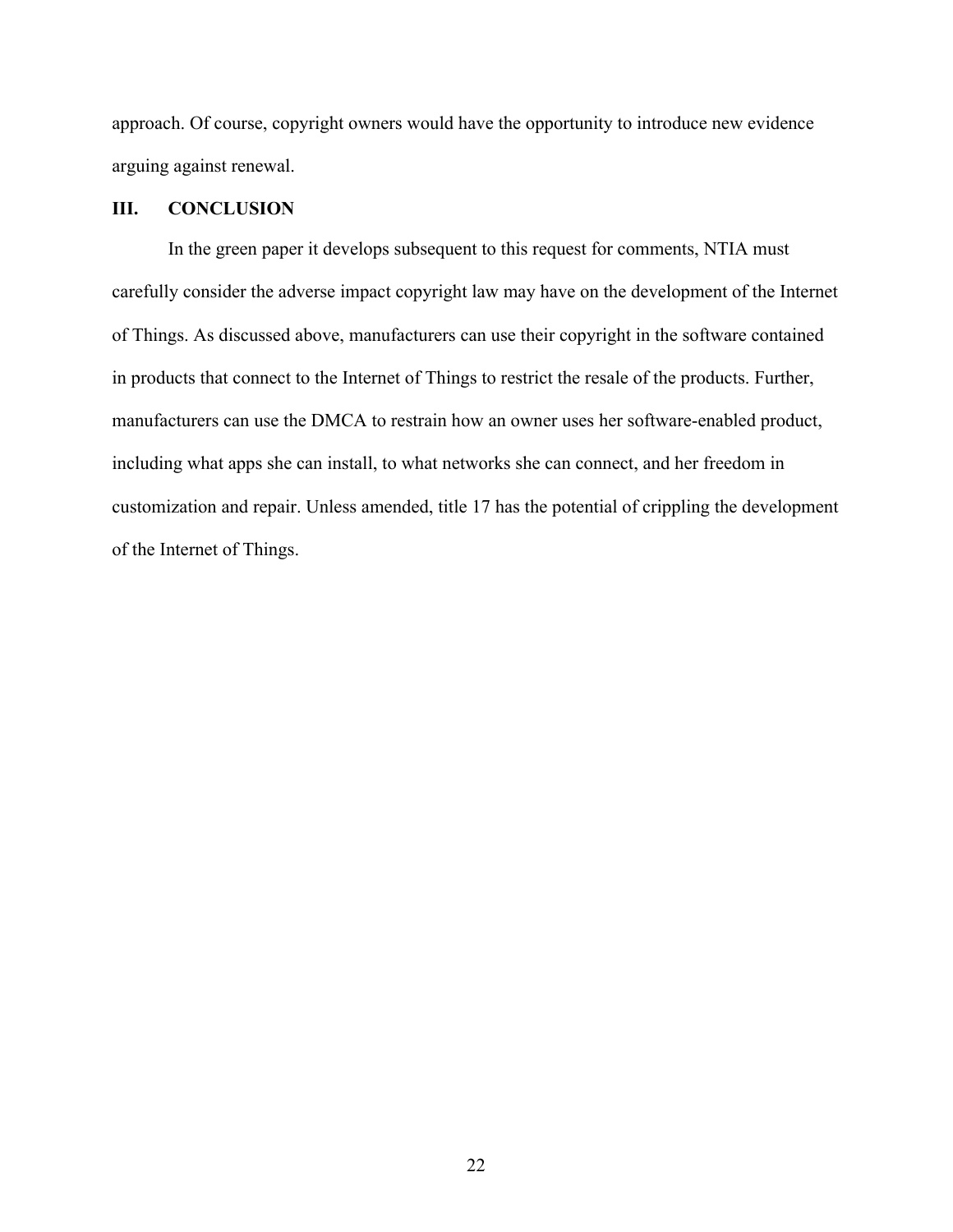approach. Of course, copyright owners would have the opportunity to introduce new evidence arguing against renewal.

## III. CONCLUSION

In the green paper it develops subsequent to this request for comments, NTIA must carefully consider the adverse impact copyright law may have on the development of the Internet of Things. As discussed above, manufacturers can use their copyright in the software contained in products that connect to the Internet of Things to restrict the resale of the products. Further, manufacturers can use the DMCA to restrain how an owner uses her software-enabled product, including what apps she can install, to what networks she can connect, and her freedom in customization and repair. Unless amended, title 17 has the potential of crippling the development of the Internet of Things.